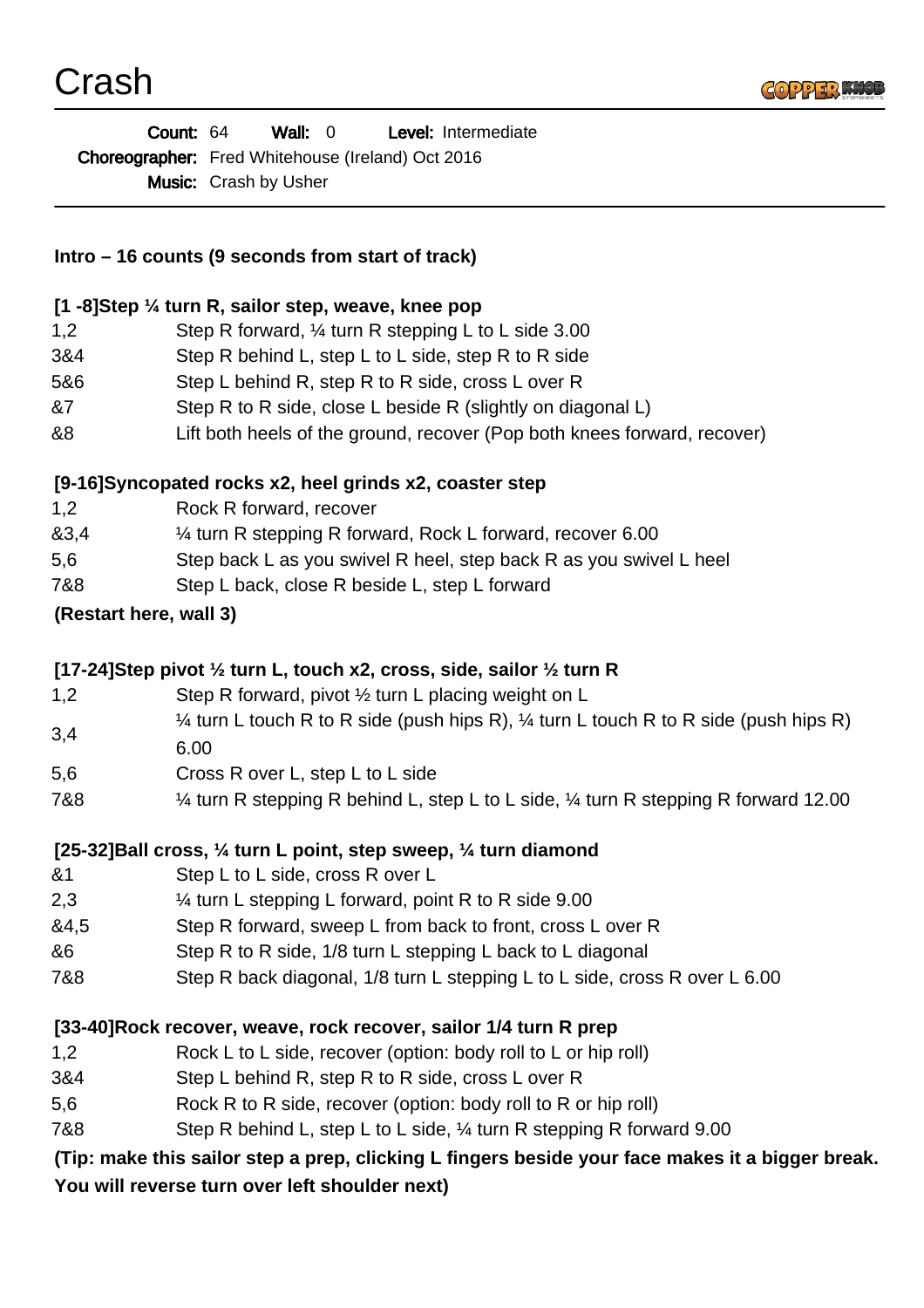# Crash

**Count:** 64 **Wall:** 0 **Level:** Intermediate

**Choreographer:** Fred Whitehouse (Ireland) Oct 2016

**Music:** Crash by Usher

**Intro – 16 counts (9 seconds from start of track)**

**[1 -8]Step ¼ turn R, sailor step, weave, knee pop**

| | |
|---|---|
| 1,2 | Step R forward, ¼ turn R stepping L to L side 3.00 |
| 3&4 | Step R behind L, step L to L side, step R to R side |
| 5&6 | Step L behind R, step R to R side, cross L over R |
| &7 | Step R to R side, close L beside R (slightly on diagonal L) |
| &8 | Lift both heels of the ground, recover (Pop both knees forward, recover) |

**[9-16]Syncopated rocks x2, heel grinds x2, coaster step**

| | |
|---|---|
| 1,2 | Rock R forward, recover |
| &3,4 | ¼ turn R stepping R forward, Rock L forward, recover 6.00 |
| 5,6 | Step back L as you swivel R heel, step back R as you swivel L heel |
| 7&8 | Step L back, close R beside L, step L forward |

**(Restart here, wall 3)**

**[17-24]Step pivot ½ turn L, touch x2, cross, side, sailor ½ turn R**

| | |
|---|---|
| 1,2 | Step R forward, pivot ½ turn L placing weight on L |
| 3,4 | ¼ turn L touch R to R side (push hips R), ¼ turn L touch R to R side (push hips R) 6.00 |
| 5,6 | Cross R over L, step L to L side |
| 7&8 | ¼ turn R stepping R behind L, step L to L side, ¼ turn R stepping R forward 12.00 |

**[25-32]Ball cross, ¼ turn L point, step sweep, ¼ turn diamond**

| | |
|---|---|
| &1 | Step L to L side, cross R over L |
| 2,3 | ¼ turn L stepping L forward, point R to R side 9.00 |
| &4,5 | Step R forward, sweep L from back to front, cross L over R |
| &6 | Step R to R side, 1/8 turn L stepping L back to L diagonal |
| 7&8 | Step R back diagonal, 1/8 turn L stepping L to L side, cross R over L 6.00 |

**[33-40]Rock recover, weave, rock recover, sailor 1/4 turn R prep**

| | |
|---|---|
| 1,2 | Rock L to L side, recover (option: body roll to L or hip roll) |
| 3&4 | Step L behind R, step R to R side, cross L over R |
| 5,6 | Rock R to R side, recover (option: body roll to R or hip roll) |
| 7&8 | Step R behind L, step L to L side, ¼ turn R stepping R forward 9.00 |

**(Tip: make this sailor step a prep, clicking L fingers beside your face makes it a bigger break. You will reverse turn over left shoulder next)**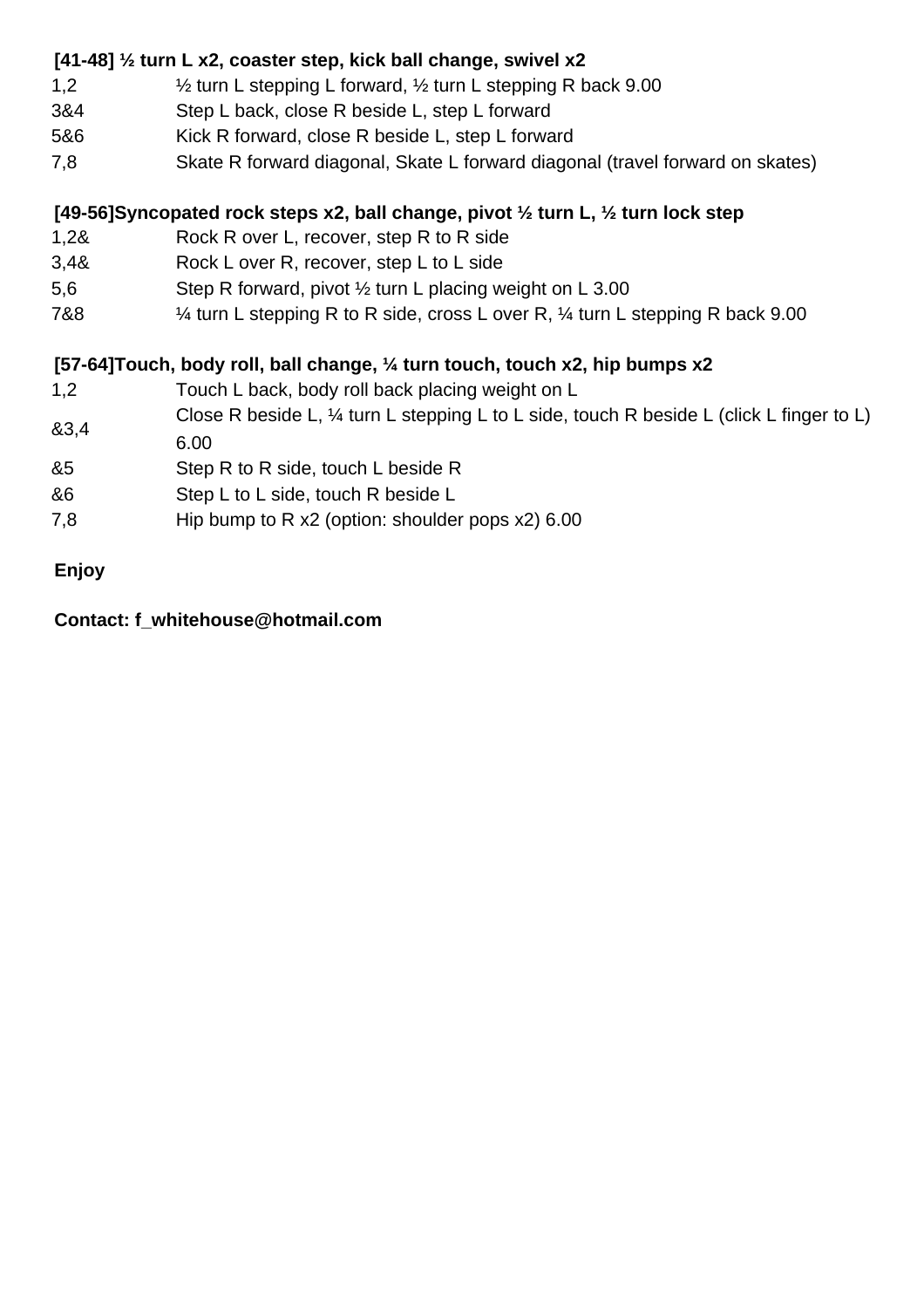**[41-48] ½ turn L x2, coaster step, kick ball change, swivel x2**

| | |
|---|---|
| 1,2 | ½ turn L stepping L forward, ½ turn L stepping R back 9.00 |
| 3&4 | Step L back, close R beside L, step L forward |
| 5&6 | Kick R forward, close R beside L, step L forward |
| 7,8 | Skate R forward diagonal, Skate L forward diagonal (travel forward on skates) |

**[49-56]Syncopated rock steps x2, ball change, pivot ½ turn L, ½ turn lock step**

| | |
|---|---|
| 1,2& | Rock R over L, recover, step R to R side |
| 3,4& | Rock L over R, recover, step L to L side |
| 5,6 | Step R forward, pivot ½ turn L placing weight on L 3.00 |
| 7&8 | ¼ turn L stepping R to R side, cross L over R, ¼ turn L stepping R back 9.00 |

**[57-64]Touch, body roll, ball change, ¼ turn touch, touch x2, hip bumps x2**

| | |
|---|---|
| 1,2 | Touch L back, body roll back placing weight on L |
| &3,4 | Close R beside L, ¼ turn L stepping L to L side, touch R beside L (click L finger to L) 6.00 |
| &5 | Step R to R side, touch L beside R |
| &6 | Step L to L side, touch R beside L |
| 7,8 | Hip bump to R x2 (option: shoulder pops x2) 6.00 |

**Enjoy**

**Contact: f_whitehouse@hotmail.com**